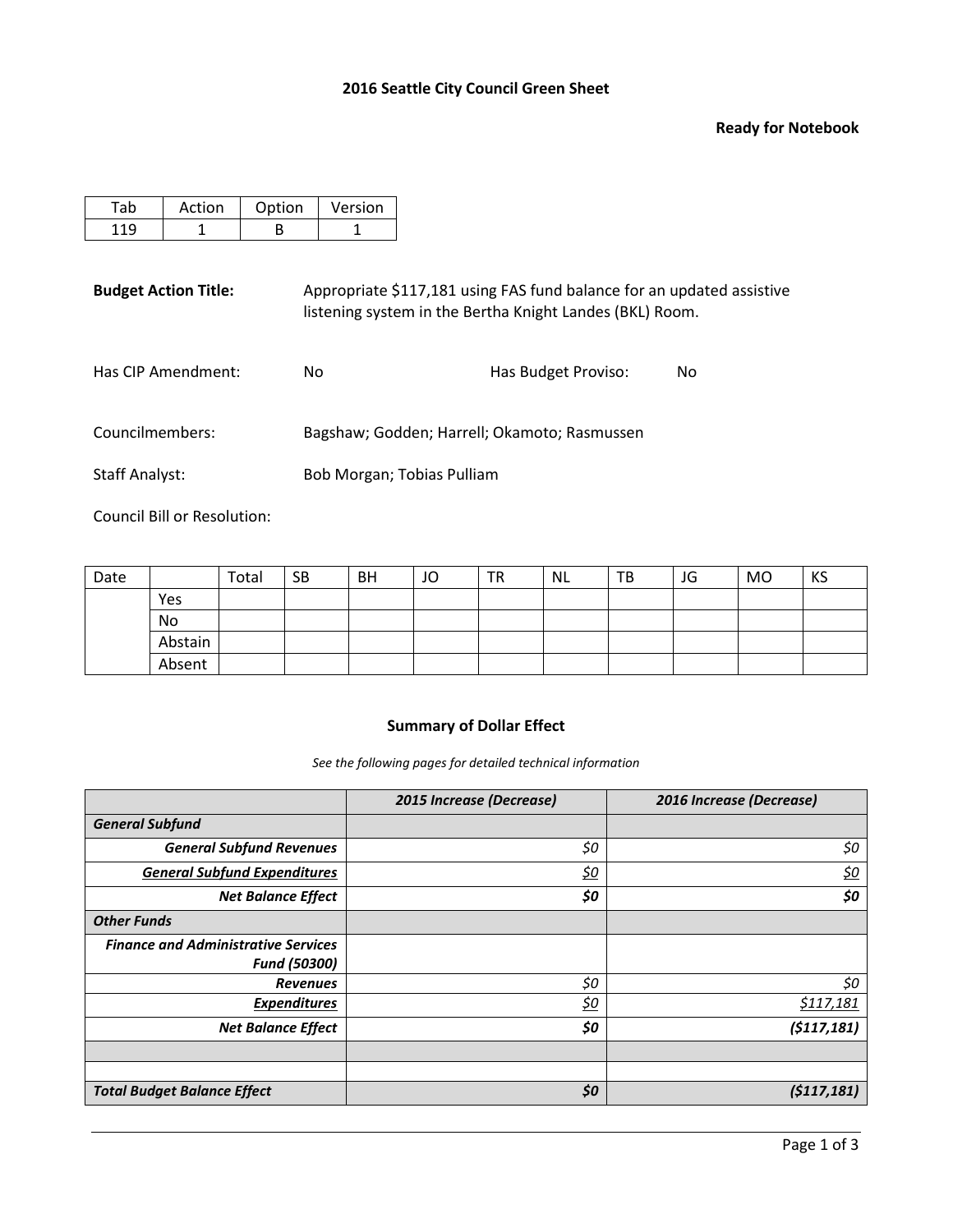**2016 Seattle City Council Green Sheet**

**Ready for Notebook**

| Tab | Action | Option | Version |
|---|---|---|---|
| 119 | 1 | B | 1 |

**Budget Action Title:** Appropriate $117,181 using FAS fund balance for an updated assistive listening system in the Bertha Knight Landes (BKL) Room.

Has CIP Amendment: No

Has Budget Proviso: No

Councilmembers: Bagshaw; Godden; Harrell; Okamoto; Rasmussen

Staff Analyst: Bob Morgan; Tobias Pulliam

Council Bill or Resolution:

| Date | | Total | SB | BH | JO | TR | NL | TB | JG | MO | KS |
|---|---|---|---|---|---|---|---|---|---|---|---|
| | Yes | | | | | | | | | | |
| | No | | | | | | | | | | |
| | Abstain | | | | | | | | | | |
| | Absent | | | | | | | | | | |

**Summary of Dollar Effect**

*See the following pages for detailed technical information*

| | *2015 Increase (Decrease)* | *2016 Increase (Decrease)* |
|---|---|---|
| ***General Subfund*** | | |
| ***General Subfund Revenues*** | $0 | $0 |
| ***General Subfund Expenditures*** | $0 | $0 |
| ***Net Balance Effect*** | **$0** | **$0** |
| ***Other Funds*** | | |
| ***Finance and Administrative Services Fund (50300)*** | | |
| ***Revenues*** | $0 | $0 |
| ***Expenditures*** | $0 | $117,181 |
| ***Net Balance Effect*** | **$0** | **($117,181)** |
| | | |
| | | |
| ***Total Budget Balance Effect*** | **$0** | **($117,181)** |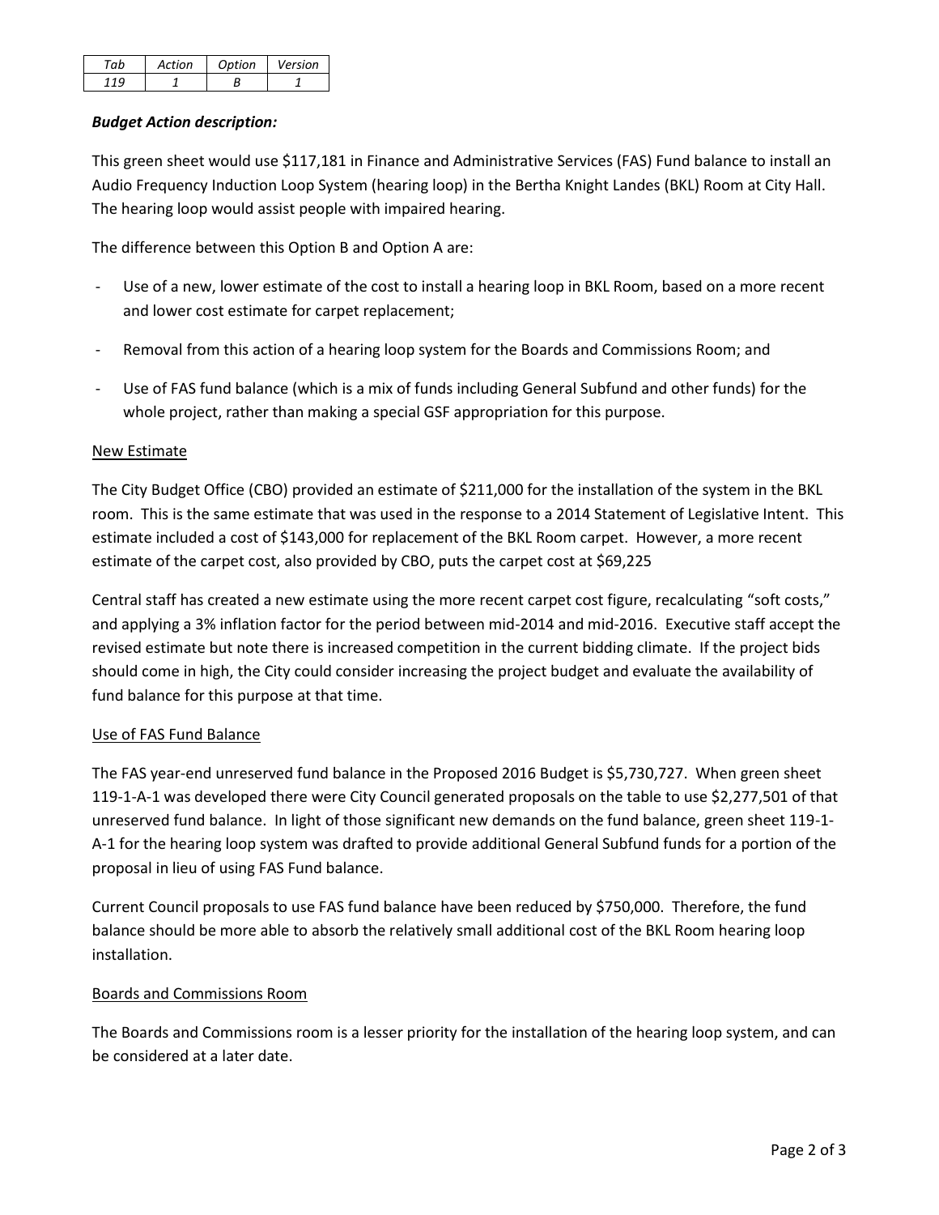| Tab | Action | Option | Version |
| --- | --- | --- | --- |
| 119 | 1 | B | 1 |

***Budget Action description:***

This green sheet would use $117,181 in Finance and Administrative Services (FAS) Fund balance to install an Audio Frequency Induction Loop System (hearing loop) in the Bertha Knight Landes (BKL) Room at City Hall. The hearing loop would assist people with impaired hearing.

The difference between this Option B and Option A are:

- Use of a new, lower estimate of the cost to install a hearing loop in BKL Room, based on a more recent and lower cost estimate for carpet replacement;
- Removal from this action of a hearing loop system for the Boards and Commissions Room; and
- Use of FAS fund balance (which is a mix of funds including General Subfund and other funds) for the whole project, rather than making a special GSF appropriation for this purpose.

<u>New Estimate</u>

The City Budget Office (CBO) provided an estimate of $211,000 for the installation of the system in the BKL room. This is the same estimate that was used in the response to a 2014 Statement of Legislative Intent. This estimate included a cost of $143,000 for replacement of the BKL Room carpet. However, a more recent estimate of the carpet cost, also provided by CBO, puts the carpet cost at $69,225

Central staff has created a new estimate using the more recent carpet cost figure, recalculating "soft costs," and applying a 3% inflation factor for the period between mid-2014 and mid-2016. Executive staff accept the revised estimate but note there is increased competition in the current bidding climate. If the project bids should come in high, the City could consider increasing the project budget and evaluate the availability of fund balance for this purpose at that time.

<u>Use of FAS Fund Balance</u>

The FAS year-end unreserved fund balance in the Proposed 2016 Budget is $5,730,727. When green sheet 119-1-A-1 was developed there were City Council generated proposals on the table to use $2,277,501 of that unreserved fund balance. In light of those significant new demands on the fund balance, green sheet 119-1-A-1 for the hearing loop system was drafted to provide additional General Subfund funds for a portion of the proposal in lieu of using FAS Fund balance.

Current Council proposals to use FAS fund balance have been reduced by $750,000. Therefore, the fund balance should be more able to absorb the relatively small additional cost of the BKL Room hearing loop installation.

<u>Boards and Commissions Room</u>

The Boards and Commissions room is a lesser priority for the installation of the hearing loop system, and can be considered at a later date.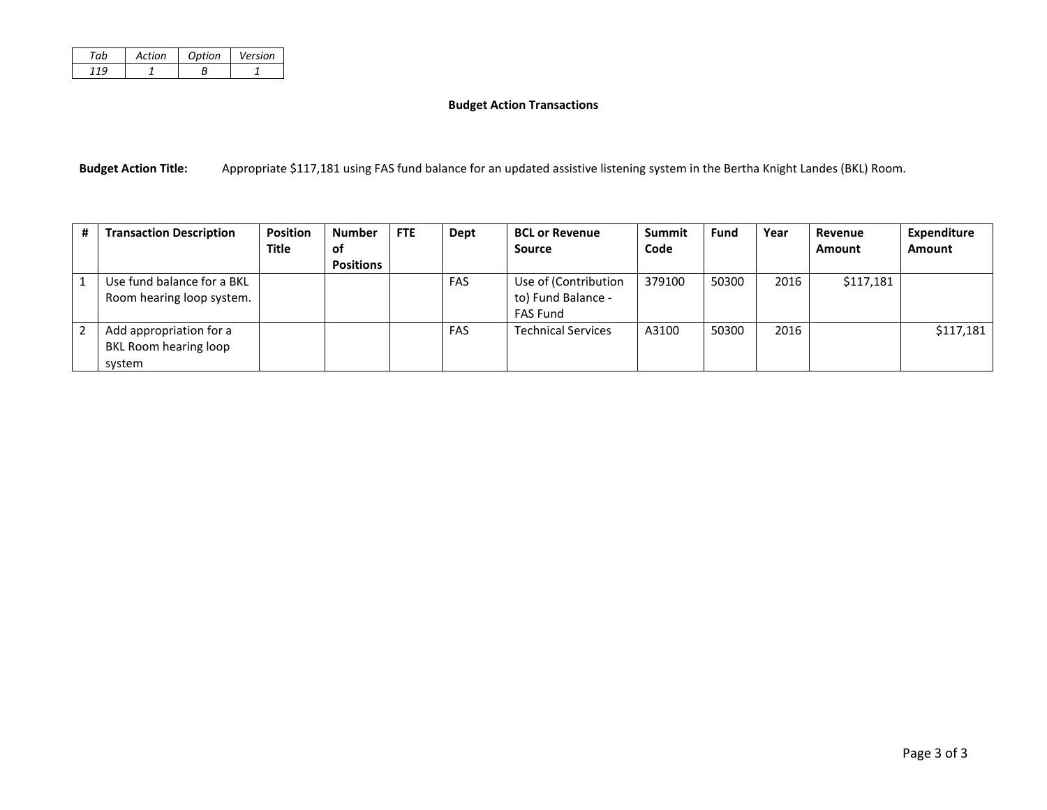| Tab | Action | Option | Version |
|---|---|---|---|
| *119* | *1* | *B* | *1* |

**Budget Action Transactions**

**Budget Action Title:** Appropriate $117,181 using FAS fund balance for an updated assistive listening system in the Bertha Knight Landes (BKL) Room.

| # | Transaction Description | Position Title | Number of Positions | FTE | Dept | BCL or Revenue Source | Summit Code | Fund | Year | Revenue Amount | Expenditure Amount |
|---|---|---|---|---|---|---|---|---|---|---|---|
| 1 | Use fund balance for a BKL Room hearing loop system. | | | | FAS | Use of (Contribution to) Fund Balance - FAS Fund | 379100 | 50300 | 2016 | $117,181 | |
| 2 | Add appropriation for a BKL Room hearing loop system | | | | FAS | Technical Services | A3100 | 50300 | 2016 | | $117,181 |